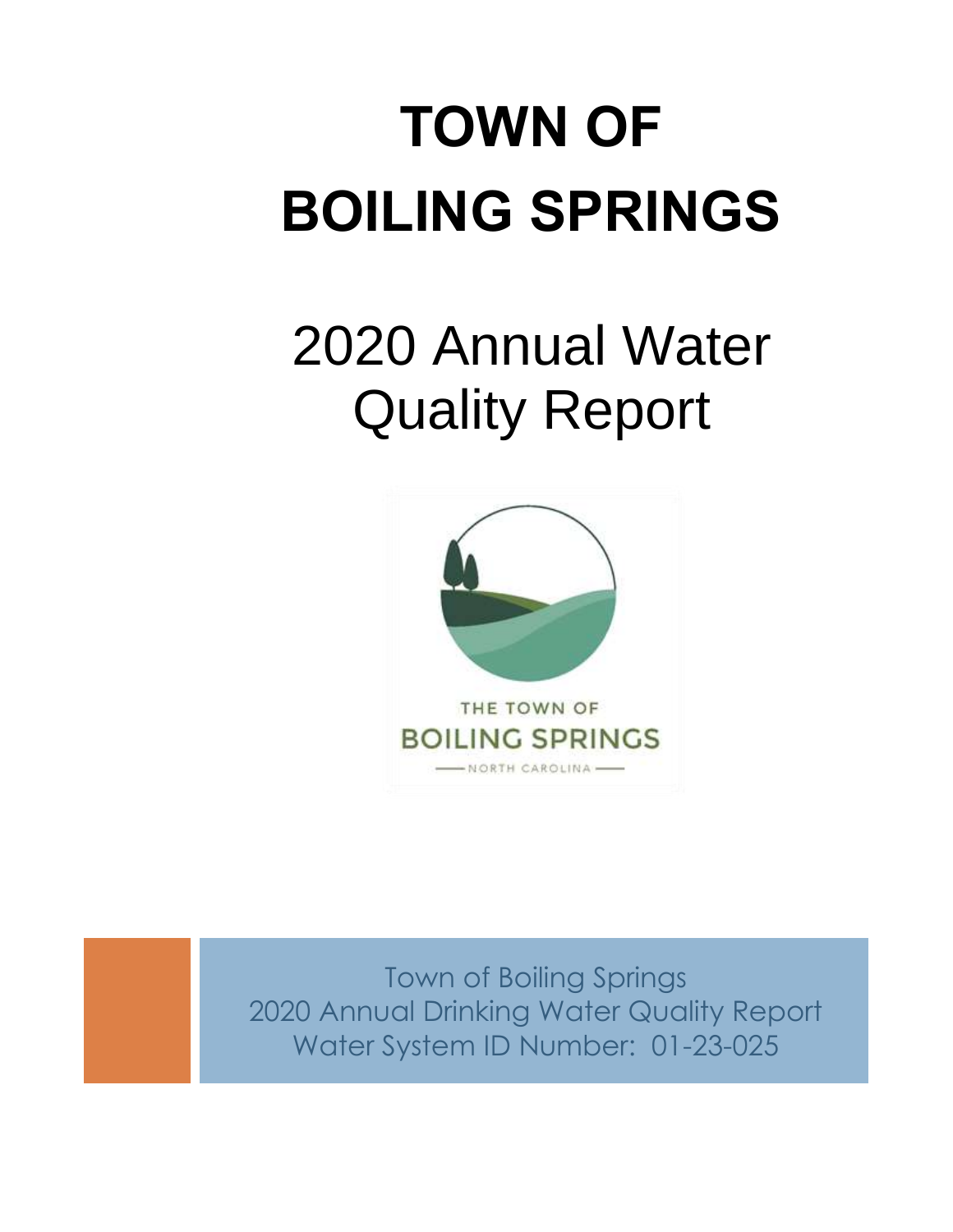# TOWN OF BOILING SPRINGS

## 2020 Annual Water Quality Report

THE TOWN OF
BOILING SPRINGS
NORTH CAROLINA

Town of Boiling Springs
2020 Annual Drinking Water Quality Report
Water System ID Number: 01-23-025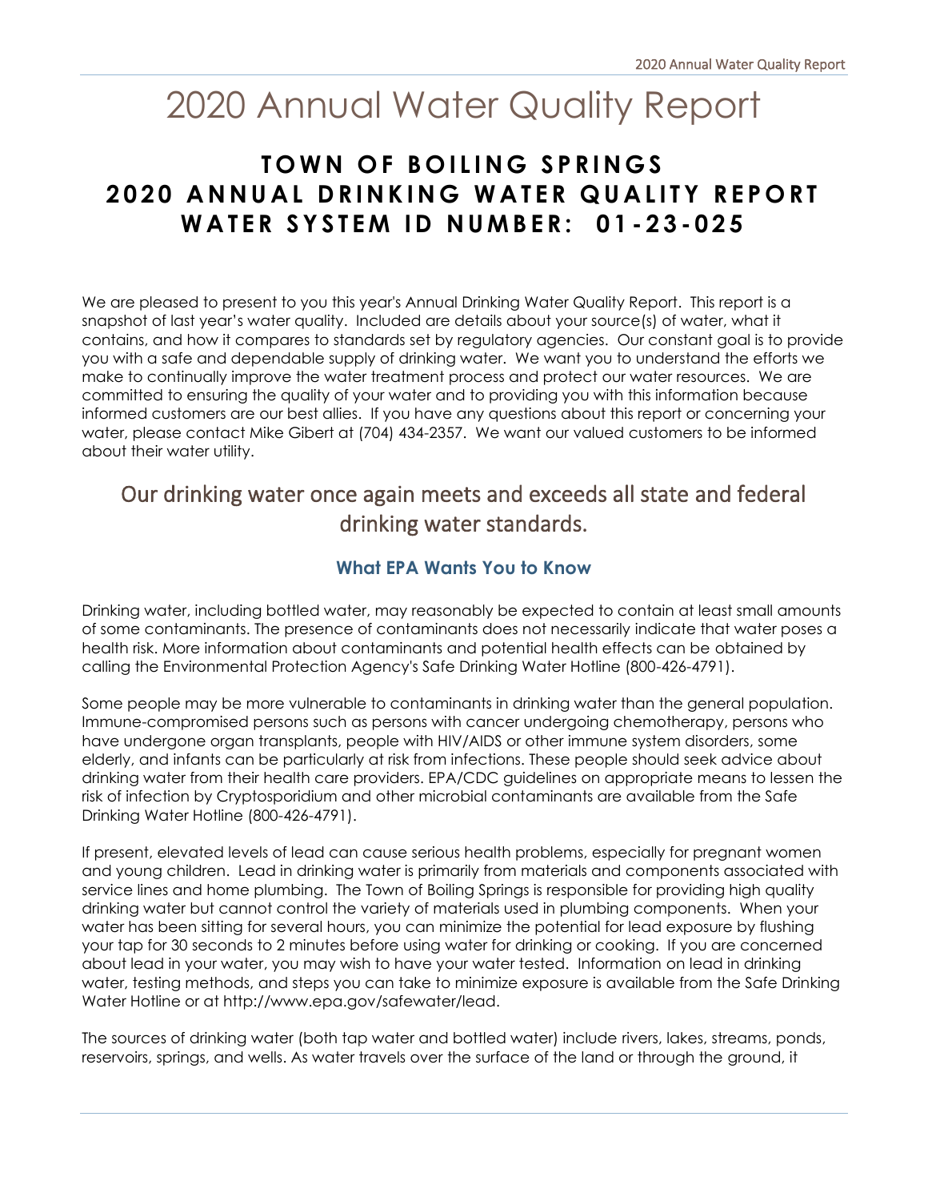# 2020 Annual Water Quality Report

## TOWN OF BOILING SPRINGS 2020 ANNUAL DRINKING WATER QUALITY REPORT WATER SYSTEM ID NUMBER: 01-23-025

We are pleased to present to you this year's Annual Drinking Water Quality Report. This report is a snapshot of last year's water quality. Included are details about your source(s) of water, what it contains, and how it compares to standards set by regulatory agencies. Our constant goal is to provide you with a safe and dependable supply of drinking water. We want you to understand the efforts we make to continually improve the water treatment process and protect our water resources. We are committed to ensuring the quality of your water and to providing you with this information because informed customers are our best allies. If you have any questions about this report or concerning your water, please contact Mike Gibert at (704) 434-2357. We want our valued customers to be informed about their water utility.

## Our drinking water once again meets and exceeds all state and federal drinking water standards.

### What EPA Wants You to Know

Drinking water, including bottled water, may reasonably be expected to contain at least small amounts of some contaminants. The presence of contaminants does not necessarily indicate that water poses a health risk. More information about contaminants and potential health effects can be obtained by calling the Environmental Protection Agency's Safe Drinking Water Hotline (800-426-4791).

Some people may be more vulnerable to contaminants in drinking water than the general population. Immune-compromised persons such as persons with cancer undergoing chemotherapy, persons who have undergone organ transplants, people with HIV/AIDS or other immune system disorders, some elderly, and infants can be particularly at risk from infections. These people should seek advice about drinking water from their health care providers. EPA/CDC guidelines on appropriate means to lessen the risk of infection by Cryptosporidium and other microbial contaminants are available from the Safe Drinking Water Hotline (800-426-4791).

If present, elevated levels of lead can cause serious health problems, especially for pregnant women and young children. Lead in drinking water is primarily from materials and components associated with service lines and home plumbing. The Town of Boiling Springs is responsible for providing high quality drinking water but cannot control the variety of materials used in plumbing components. When your water has been sitting for several hours, you can minimize the potential for lead exposure by flushing your tap for 30 seconds to 2 minutes before using water for drinking or cooking. If you are concerned about lead in your water, you may wish to have your water tested. Information on lead in drinking water, testing methods, and steps you can take to minimize exposure is available from the Safe Drinking Water Hotline or at http://www.epa.gov/safewater/lead.

The sources of drinking water (both tap water and bottled water) include rivers, lakes, streams, ponds, reservoirs, springs, and wells. As water travels over the surface of the land or through the ground, it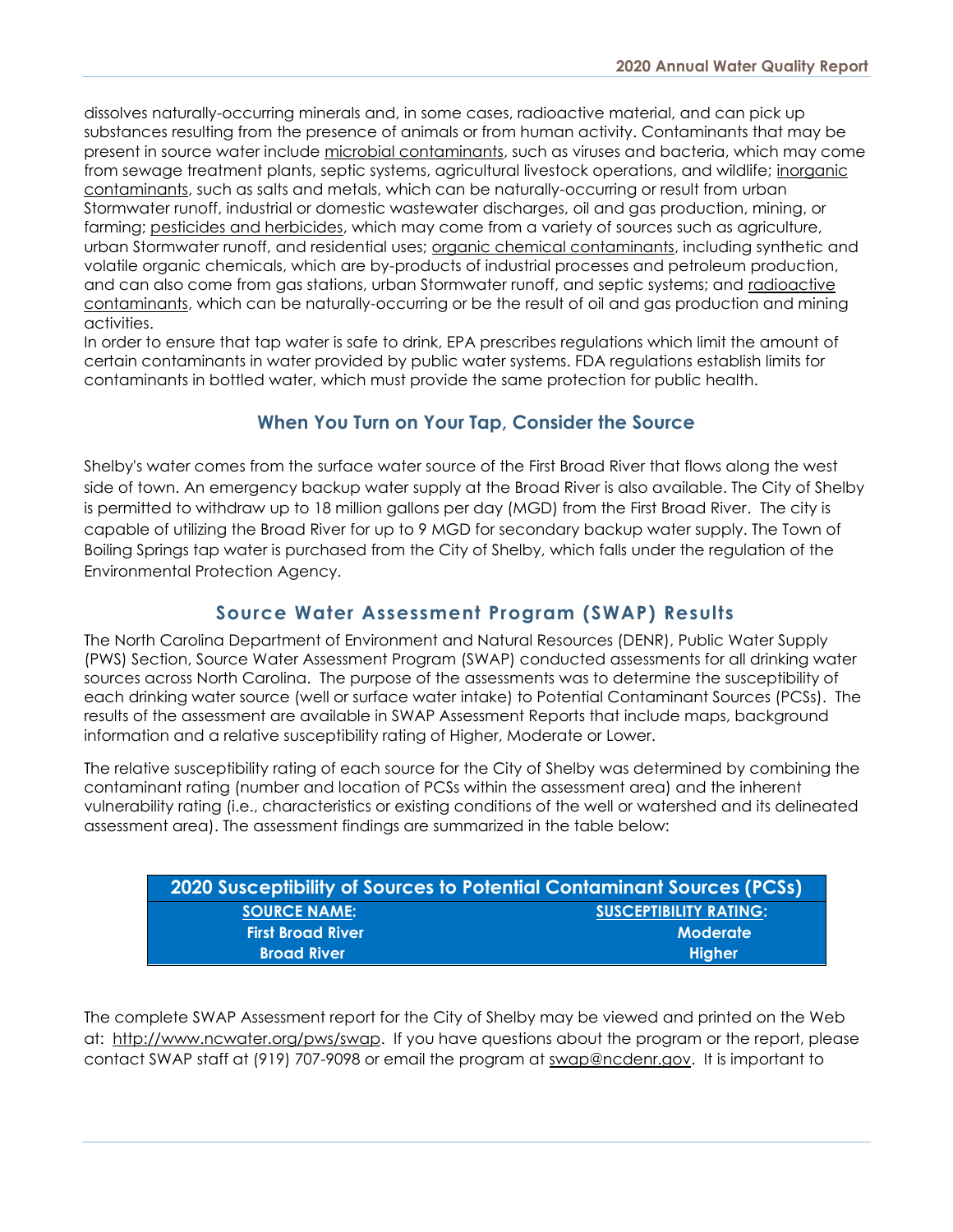dissolves naturally-occurring minerals and, in some cases, radioactive material, and can pick up substances resulting from the presence of animals or from human activity. Contaminants that may be present in source water include microbial contaminants, such as viruses and bacteria, which may come from sewage treatment plants, septic systems, agricultural livestock operations, and wildlife; inorganic contaminants, such as salts and metals, which can be naturally-occurring or result from urban Stormwater runoff, industrial or domestic wastewater discharges, oil and gas production, mining, or farming; pesticides and herbicides, which may come from a variety of sources such as agriculture, urban Stormwater runoff, and residential uses; organic chemical contaminants, including synthetic and volatile organic chemicals, which are by-products of industrial processes and petroleum production, and can also come from gas stations, urban Stormwater runoff, and septic systems; and radioactive contaminants, which can be naturally-occurring or be the result of oil and gas production and mining activities.

In order to ensure that tap water is safe to drink, EPA prescribes regulations which limit the amount of certain contaminants in water provided by public water systems. FDA regulations establish limits for contaminants in bottled water, which must provide the same protection for public health.

## When You Turn on Your Tap, Consider the Source

Shelby's water comes from the surface water source of the First Broad River that flows along the west side of town. An emergency backup water supply at the Broad River is also available. The City of Shelby is permitted to withdraw up to 18 million gallons per day (MGD) from the First Broad River. The city is capable of utilizing the Broad River for up to 9 MGD for secondary backup water supply. The Town of Boiling Springs tap water is purchased from the City of Shelby, which falls under the regulation of the Environmental Protection Agency.

## Source Water Assessment Program (SWAP) Results

The North Carolina Department of Environment and Natural Resources (DENR), Public Water Supply (PWS) Section, Source Water Assessment Program (SWAP) conducted assessments for all drinking water sources across North Carolina. The purpose of the assessments was to determine the susceptibility of each drinking water source (well or surface water intake) to Potential Contaminant Sources (PCSs). The results of the assessment are available in SWAP Assessment Reports that include maps, background information and a relative susceptibility rating of Higher, Moderate or Lower.

The relative susceptibility rating of each source for the City of Shelby was determined by combining the contaminant rating (number and location of PCSs within the assessment area) and the inherent vulnerability rating (i.e., characteristics or existing conditions of the well or watershed and its delineated assessment area). The assessment findings are summarized in the table below:

| 2020 Susceptibility of Sources to Potential Contaminant Sources (PCSs) | |
|---|---|
| **SOURCE NAME:** | **SUSCEPTIBILITY RATING:** |
| First Broad River | Moderate |
| Broad River | Higher |

The complete SWAP Assessment report for the City of Shelby may be viewed and printed on the Web at: http://www.ncwater.org/pws/swap. If you have questions about the program or the report, please contact SWAP staff at (919) 707-9098 or email the program at swap@ncdenr.gov. It is important to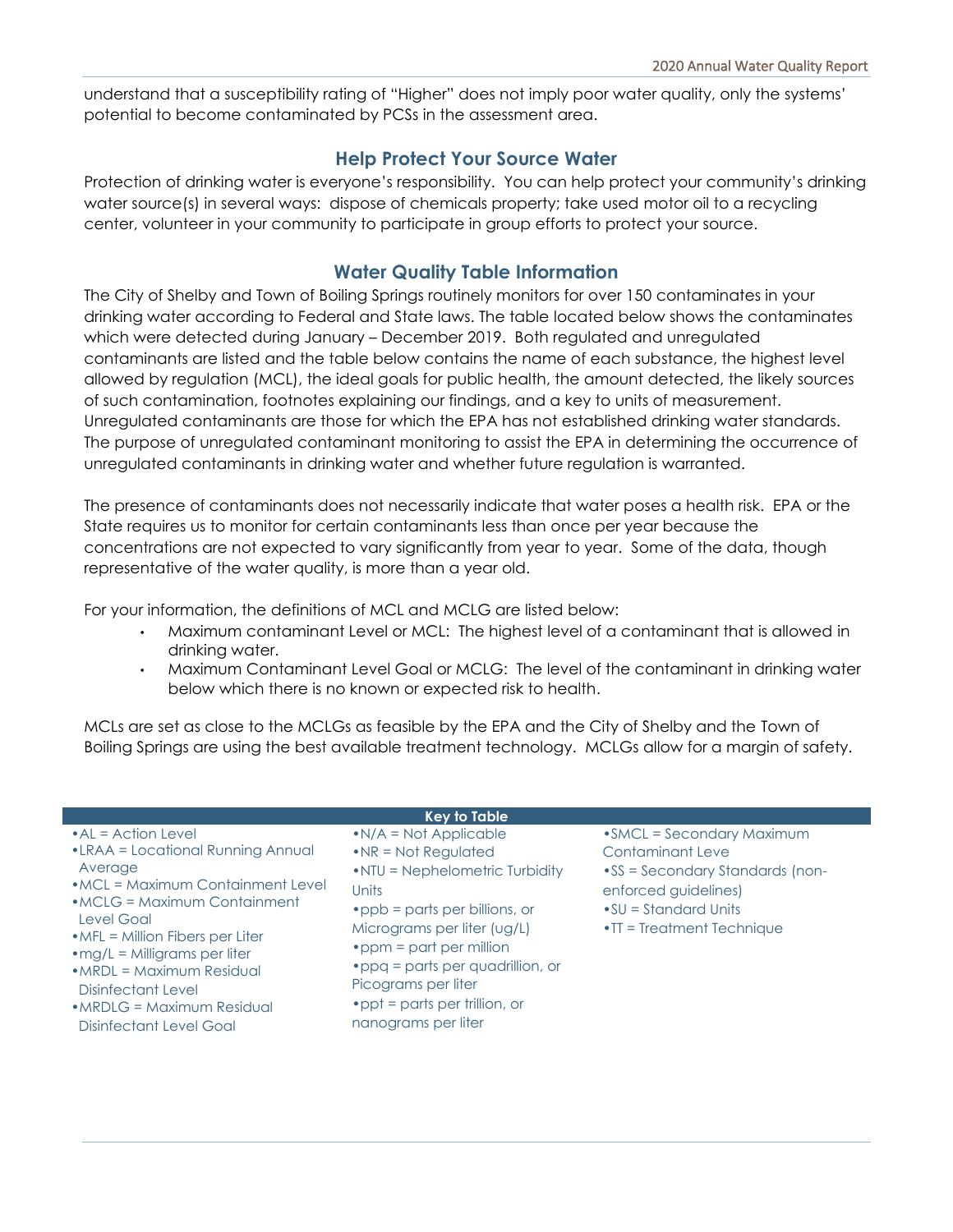understand that a susceptibility rating of "Higher" does not imply poor water quality, only the systems' potential to become contaminated by PCSs in the assessment area.

## Help Protect Your Source Water

Protection of drinking water is everyone's responsibility. You can help protect your community's drinking water source(s) in several ways: dispose of chemicals property; take used motor oil to a recycling center, volunteer in your community to participate in group efforts to protect your source.

## Water Quality Table Information

The City of Shelby and Town of Boiling Springs routinely monitors for over 150 contaminates in your drinking water according to Federal and State laws. The table located below shows the contaminates which were detected during January – December 2019. Both regulated and unregulated contaminants are listed and the table below contains the name of each substance, the highest level allowed by regulation (MCL), the ideal goals for public health, the amount detected, the likely sources of such contamination, footnotes explaining our findings, and a key to units of measurement. Unregulated contaminants are those for which the EPA has not established drinking water standards. The purpose of unregulated contaminant monitoring to assist the EPA in determining the occurrence of unregulated contaminants in drinking water and whether future regulation is warranted.

The presence of contaminants does not necessarily indicate that water poses a health risk. EPA or the State requires us to monitor for certain contaminants less than once per year because the concentrations are not expected to vary significantly from year to year. Some of the data, though representative of the water quality, is more than a year old.

For your information, the definitions of MCL and MCLG are listed below:

- Maximum contaminant Level or MCL: The highest level of a contaminant that is allowed in drinking water.
- Maximum Contaminant Level Goal or MCLG: The level of the contaminant in drinking water below which there is no known or expected risk to health.

MCLs are set as close to the MCLGs as feasible by the EPA and the City of Shelby and the Town of Boiling Springs are using the best available treatment technology. MCLGs allow for a margin of safety.

**Key to Table**

- AL = Action Level
- LRAA = Locational Running Annual Average
- MCL = Maximum Containment Level
- MCLG = Maximum Containment Level Goal
- MFL = Million Fibers per Liter
- mg/L = Milligrams per liter
- MRDL = Maximum Residual Disinfectant Level
- MRDLG = Maximum Residual Disinfectant Level Goal
- N/A = Not Applicable
- NR = Not Regulated
- NTU = Nephelometric Turbidity Units
- ppb = parts per billions, or Micrograms per liter (ug/L)
- ppm = part per million
- ppq = parts per quadrillion, or Picograms per liter
- ppt = parts per trillion, or nanograms per liter
- SMCL = Secondary Maximum Contaminant Leve
- SS = Secondary Standards (non-enforced guidelines)
- SU = Standard Units
- TT = Treatment Technique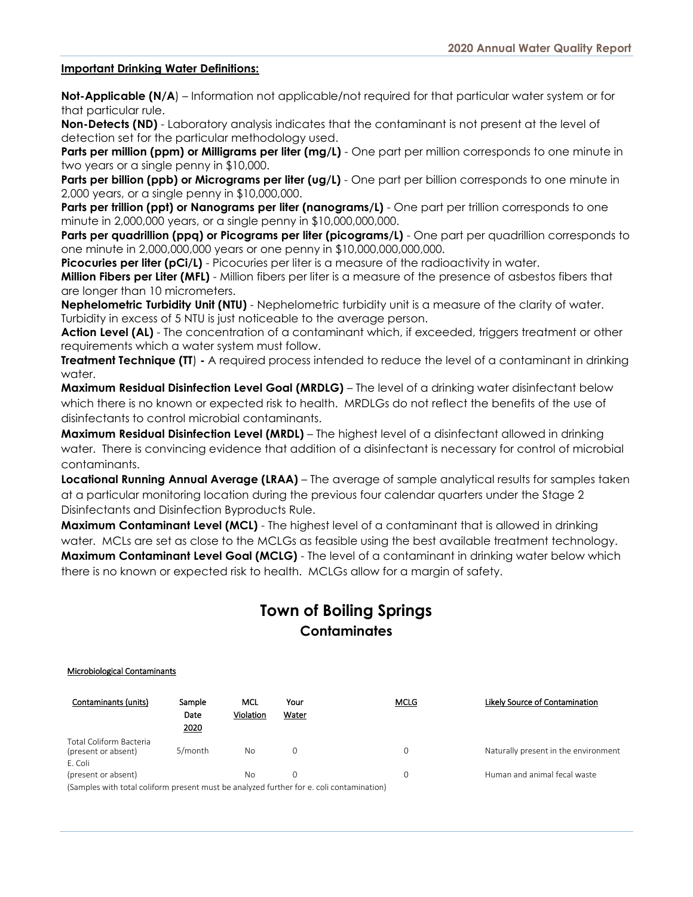**Important Drinking Water Definitions:**

**Not-Applicable (N/A**) – Information not applicable/not required for that particular water system or for that particular rule.

**Non-Detects (ND)** - Laboratory analysis indicates that the contaminant is not present at the level of detection set for the particular methodology used.

**Parts per million (ppm) or Milligrams per liter (mg/L)** - One part per million corresponds to one minute in two years or a single penny in $10,000.

**Parts per billion (ppb) or Micrograms per liter (ug/L)** - One part per billion corresponds to one minute in 2,000 years, or a single penny in $10,000,000.

**Parts per trillion (ppt) or Nanograms per liter (nanograms/L)** - One part per trillion corresponds to one minute in 2,000,000 years, or a single penny in $10,000,000,000.

**Parts per quadrillion (ppq) or Picograms per liter (picograms/L)** - One part per quadrillion corresponds to one minute in 2,000,000,000 years or one penny in $10,000,000,000,000.

**Picocuries per liter (pCi/L)** - Picocuries per liter is a measure of the radioactivity in water.

**Million Fibers per Liter (MFL)** - Million fibers per liter is a measure of the presence of asbestos fibers that are longer than 10 micrometers.

**Nephelometric Turbidity Unit (NTU)** - Nephelometric turbidity unit is a measure of the clarity of water. Turbidity in excess of 5 NTU is just noticeable to the average person.

**Action Level (AL)** - The concentration of a contaminant which, if exceeded, triggers treatment or other requirements which a water system must follow.

**Treatment Technique (TT) -** A required process intended to reduce the level of a contaminant in drinking water.

**Maximum Residual Disinfection Level Goal (MRDLG)** – The level of a drinking water disinfectant below which there is no known or expected risk to health. MRDLGs do not reflect the benefits of the use of disinfectants to control microbial contaminants.

**Maximum Residual Disinfection Level (MRDL)** – The highest level of a disinfectant allowed in drinking water. There is convincing evidence that addition of a disinfectant is necessary for control of microbial contaminants.

**Locational Running Annual Average (LRAA)** – The average of sample analytical results for samples taken at a particular monitoring location during the previous four calendar quarters under the Stage 2 Disinfectants and Disinfection Byproducts Rule.

**Maximum Contaminant Level (MCL)** - The highest level of a contaminant that is allowed in drinking water. MCLs are set as close to the MCLGs as feasible using the best available treatment technology.

**Maximum Contaminant Level Goal (MCLG)** - The level of a contaminant in drinking water below which there is no known or expected risk to health. MCLGs allow for a margin of safety.

# Town of Boiling Springs
## Contaminates

**Microbiological Contaminants**

| Contaminants (units) | Sample Date 2020 | MCL Violation | Your Water | MCLG | Likely Source of Contamination |
|---|---|---|---|---|---|
| Total Coliform Bacteria (present or absent) | 5/month | No | 0 | 0 | Naturally present in the environment |
| E. Coli (present or absent) | | No | 0 | 0 | Human and animal fecal waste |

(Samples with total coliform present must be analyzed further for e. coli contamination)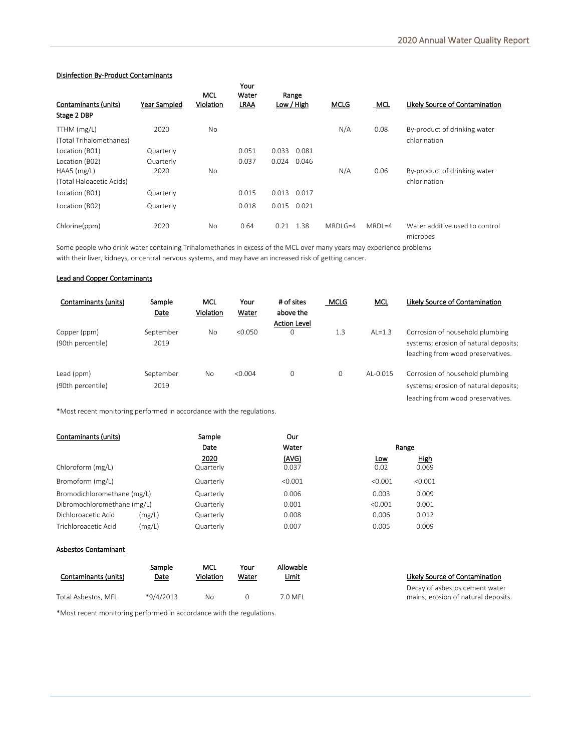**Disinfection By-Product Contaminants**

| Contaminants (units) | Year Sampled | MCL Violation | Your Water LRAA | Range Low | Range High | MCLG | MCL | Likely Source of Contamination |
|---|---|---|---|---|---|---|---|---|
| **Stage 2 DBP** | | | | | | | | |
| TTHM (mg/L) (Total Trihalomethanes) | 2020 | No | | | | N/A | 0.08 | By-product of drinking water chlorination |
| Location (B01) | Quarterly | | 0.051 | 0.033 | 0.081 | | | |
| Location (B02) | Quarterly | | 0.037 | 0.024 | 0.046 | | | |
| HAA5 (mg/L) (Total Haloacetic Acids) | 2020 | No | | | | N/A | 0.06 | By-product of drinking water chlorination |
| Location (B01) | Quarterly | | 0.015 | 0.013 | 0.017 | | | |
| Location (B02) | Quarterly | | 0.018 | 0.015 | 0.021 | | | |
| Chlorine(ppm) | 2020 | No | 0.64 | 0.21 | 1.38 | MRDLG=4 | MRDL=4 | Water additive used to control microbes |

Some people who drink water containing Trihalomethanes in excess of the MCL over many years may experience problems with their liver, kidneys, or central nervous systems, and may have an increased risk of getting cancer.

**Lead and Copper Contaminants**

| Contaminants (units) | Sample Date | MCL Violation | Your Water | # of sites above the Action Level | MCLG | MCL | Likely Source of Contamination |
|---|---|---|---|---|---|---|---|
| Copper (ppm) (90th percentile) | September 2019 | No | <0.050 | 0 | 1.3 | AL=1.3 | Corrosion of household plumbing systems; erosion of natural deposits; leaching from wood preservatives. |
| Lead (ppm) (90th percentile) | September 2019 | No | <0.004 | 0 | 0 | AL-0.015 | Corrosion of household plumbing systems; erosion of natural deposits; leaching from wood preservatives. |

*Most recent monitoring performed in accordance with the regulations.

| Contaminants (units) | Sample Date 2020 | Our Water (AVG) | Range Low | Range High |
|---|---|---|---|---|
| Chloroform (mg/L) | Quarterly | 0.037 | 0.02 | 0.069 |
| Bromoform (mg/L) | Quarterly | <0.001 | <0.001 | <0.001 |
| Bromodichloromethane (mg/L) | Quarterly | 0.006 | 0.003 | 0.009 |
| Dibromochloromethane (mg/L) | Quarterly | 0.001 | <0.001 | 0.001 |
| Dichloroacetic Acid (mg/L) | Quarterly | 0.008 | 0.006 | 0.012 |
| Trichloroacetic Acid (mg/L) | Quarterly | 0.007 | 0.005 | 0.009 |

**Asbestos Contaminant**

| Contaminants (units) | Sample Date | MCL Violation | Your Water | Allowable Limit | Likely Source of Contamination |
|---|---|---|---|---|---|
| Total Asbestos, MFL | *9/4/2013 | No | 0 | 7.0 MFL | Decay of asbestos cement water mains; erosion of natural deposits. |

*Most recent monitoring performed in accordance with the regulations.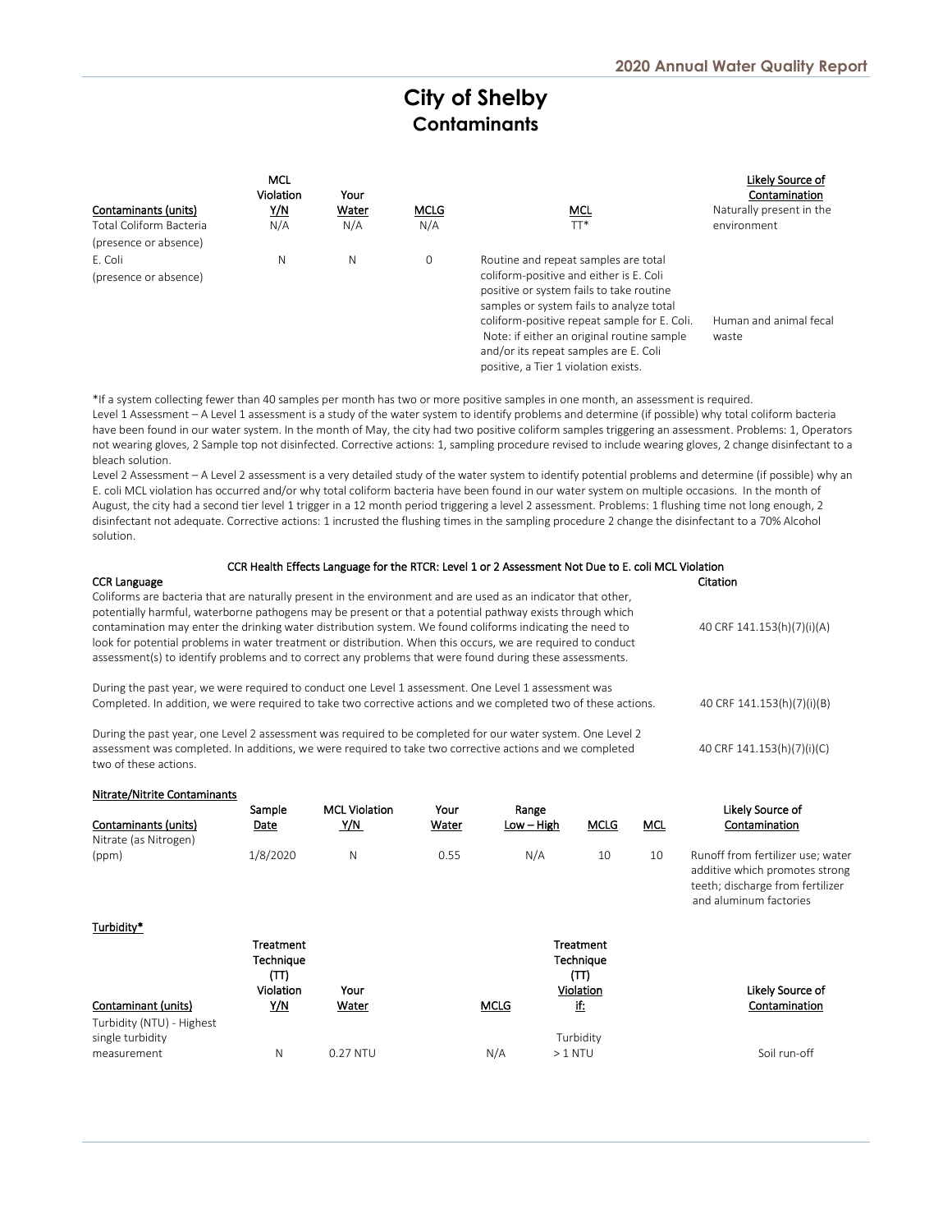# City of Shelby
## Contaminants

| Contaminants (units) | MCL Violation Y/N | Your Water | MCLG | MCL | Likely Source of Contamination |
|---|---|---|---|---|---|
| Total Coliform Bacteria (presence or absence) | N/A | N/A | N/A | TT* | Naturally present in the environment |
| E. Coli (presence or absence) | N | N | 0 | Routine and repeat samples are total coliform-positive and either is E. Coli positive or system fails to take routine samples or system fails to analyze total coliform-positive repeat sample for E. Coli. Note: if either an original routine sample and/or its repeat samples are E. Coli positive, a Tier 1 violation exists. | Human and animal fecal waste |

*If a system collecting fewer than 40 samples per month has two or more positive samples in one month, an assessment is required.
Level 1 Assessment – A Level 1 assessment is a study of the water system to identify problems and determine (if possible) why total coliform bacteria have been found in our water system. In the month of May, the city had two positive coliform samples triggering an assessment. Problems: 1, Operators not wearing gloves, 2 Sample top not disinfected. Corrective actions: 1, sampling procedure revised to include wearing gloves, 2 change disinfectant to a bleach solution.
Level 2 Assessment – A Level 2 assessment is a very detailed study of the water system to identify potential problems and determine (if possible) why an E. coli MCL violation has occurred and/or why total coliform bacteria have been found in our water system on multiple occasions. In the month of August, the city had a second tier level 1 trigger in a 12 month period triggering a level 2 assessment. Problems: 1 flushing time not long enough, 2 disinfectant not adequate. Corrective actions: 1 incrusted the flushing times in the sampling procedure 2 change the disinfectant to a 70% Alcohol solution.

### CCR Health Effects Language for the RTCR: Level 1 or 2 Assessment Not Due to E. coli MCL Violation

| CCR Language | Citation |
|---|---|
| Coliforms are bacteria that are naturally present in the environment and are used as an indicator that other, potentially harmful, waterborne pathogens may be present or that a potential pathway exists through which contamination may enter the drinking water distribution system. We found coliforms indicating the need to look for potential problems in water treatment or distribution. When this occurs, we are required to conduct assessment(s) to identify problems and to correct any problems that were found during these assessments. | 40 CRF 141.153(h)(7)(i)(A) |
| During the past year, we were required to conduct one Level 1 assessment. One Level 1 assessment was Completed. In addition, we were required to take two corrective actions and we completed two of these actions. | 40 CRF 141.153(h)(7)(i)(B) |
| During the past year, one Level 2 assessment was required to be completed for our water system. One Level 2 assessment was completed. In additions, we were required to take two corrective actions and we completed two of these actions. | 40 CRF 141.153(h)(7)(i)(C) |

### Nitrate/Nitrite Contaminants

| Contaminants (units) | Sample Date | MCL Violation Y/N | Your Water | Range Low – High | MCLG | MCL | Likely Source of Contamination |
|---|---|---|---|---|---|---|---|
| Nitrate (as Nitrogen) (ppm) | 1/8/2020 | N | 0.55 | N/A | 10 | 10 | Runoff from fertilizer use; water additive which promotes strong teeth; discharge from fertilizer and aluminum factories |

### Turbidity*

| Contaminant (units) | Treatment Technique (TT) Violation Y/N | Your Water | MCLG | Treatment Technique (TT) Violation if: | Likely Source of Contamination |
|---|---|---|---|---|---|
| Turbidity (NTU) - Highest single turbidity measurement | N | 0.27 NTU | N/A | Turbidity > 1 NTU | Soil run-off |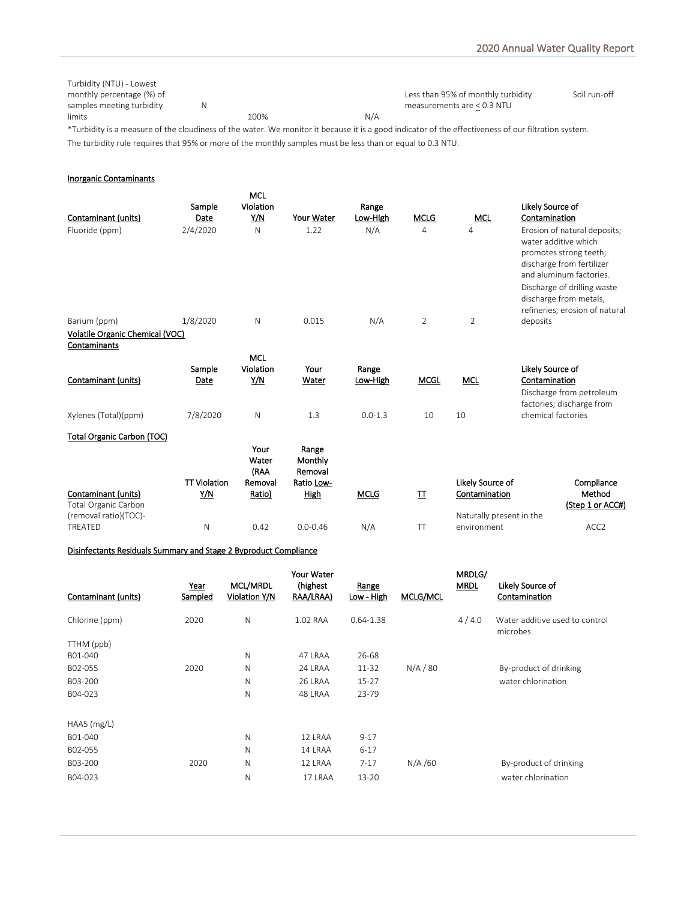| Turbidity (NTU) - Lowest monthly percentage (%) of samples meeting turbidity limits | N | 100% | N/A | Less than 95% of monthly turbidity measurements are ≤ 0.3 NTU | Soil run-off |
|---|---|---|---|---|---|

*Turbidity is a measure of the cloudiness of the water. We monitor it because it is a good indicator of the effectiveness of our filtration system.

The turbidity rule requires that 95% or more of the monthly samples must be less than or equal to 0.3 NTU.

**Inorganic Contaminants**

| Contaminant (units) | Sample Date | MCL Violation Y/N | Your Water | Range Low-High | MCLG | MCL | Likely Source of Contamination |
|---|---|---|---|---|---|---|---|
| Fluoride (ppm) | 2/4/2020 | N | 1.22 | N/A | 4 | 4 | Erosion of natural deposits; water additive which promotes strong teeth; discharge from fertilizer and aluminum factories. |
| Barium (ppm) | 1/8/2020 | N | 0.015 | N/A | 2 | 2 | Discharge of drilling waste discharge from metals, refineries; erosion of natural deposits |

**Volatile Organic Chemical (VOC) Contaminants**

| Contaminant (units) | Sample Date | MCL Violation Y/N | Your Water | Range Low-High | MCGL | MCL | Likely Source of Contamination |
|---|---|---|---|---|---|---|---|
| Xylenes (Total)(ppm) | 7/8/2020 | N | 1.3 | 0.0-1.3 | 10 | 10 | Discharge from petroleum factories; discharge from chemical factories |

**Total Organic Carbon (TOC)**

| Contaminant (units) | TT Violation Y/N | Your Water (RAA Removal Ratio) | Range Monthly Removal Ratio Low-High | MCLG | TT | Likely Source of Contamination | Compliance Method (Step 1 or ACC#) |
|---|---|---|---|---|---|---|---|
| Total Organic Carbon (removal ratio)(TOC)-TREATED | N | 0.42 | 0.0-0.46 | N/A | TT | Naturally present in the environment | ACC2 |

**Disinfectants Residuals Summary and Stage 2 Byproduct Compliance**

| Contaminant (units) | Year Sampled | MCL/MRDL Violation Y/N | Your Water (highest RAA/LRAA) | Range Low - High | MCLG/MCL | MRDLG/ MRDL | Likely Source of Contamination |
|---|---|---|---|---|---|---|---|
| Chlorine (ppm) | 2020 | N | 1.02 RAA | 0.64-1.38 | | 4 / 4.0 | Water additive used to control microbes. |
| TTHM (ppb) | | | | | | | |
| B01-040 | | N | 47 LRAA | 26-68 | | | |
| B02-055 | 2020 | N | 24 LRAA | 11-32 | N/A / 80 | | By-product of drinking water chlorination |
| B03-200 | | N | 26 LRAA | 15-27 | | | |
| B04-023 | | N | 48 LRAA | 23-79 | | | |
| HAA5 (mg/L) | | | | | | | |
| B01-040 | | N | 12 LRAA | 9-17 | | | |
| B02-055 | | N | 14 LRAA | 6-17 | | | |
| B03-200 | 2020 | N | 12 LRAA | 7-17 | N/A /60 | | By-product of drinking water chlorination |
| B04-023 | | N | 17 LRAA | 13-20 | | | |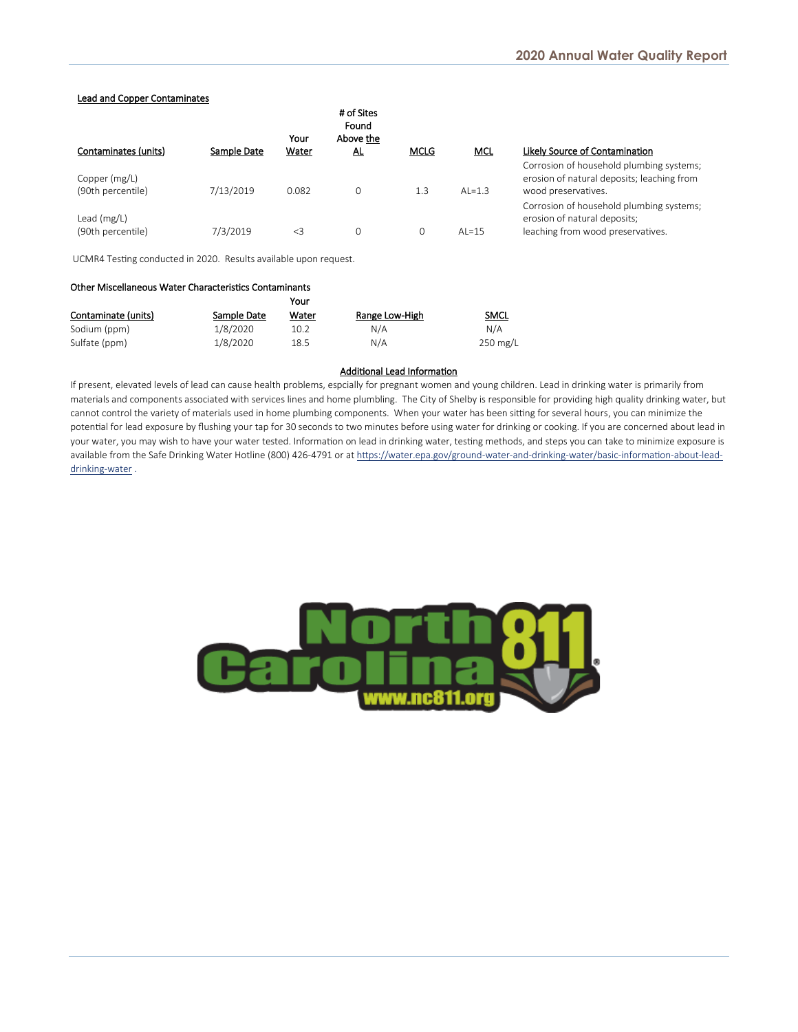### Lead and Copper Contaminates

| Contaminates (units) | Sample Date | Your Water | # of Sites Found Above the AL | MCLG | MCL | Likely Source of Contamination |
|---|---|---|---|---|---|---|
| Copper (mg/L) (90th percentile) | 7/13/2019 | 0.082 | 0 | 1.3 | AL=1.3 | Corrosion of household plumbing systems; erosion of natural deposits; leaching from wood preservatives. |
| Lead (mg/L) (90th percentile) | 7/3/2019 | <3 | 0 | 0 | AL=15 | Corrosion of household plumbing systems; erosion of natural deposits; leaching from wood preservatives. |

UCMR4 Testing conducted in 2020. Results available upon request.

### Other Miscellaneous Water Characteristics Contaminants

| Contaminate (units) | Sample Date | Your Water | Range Low-High | SMCL |
|---|---|---|---|---|
| Sodium (ppm) | 1/8/2020 | 10.2 | N/A | N/A |
| Sulfate (ppm) | 1/8/2020 | 18.5 | N/A | 250 mg/L |

### Additional Lead Information

If present, elevated levels of lead can cause health problems, espcially for pregnant women and young children. Lead in drinking water is primarily from materials and components associated with services lines and home plumbling. The City of Shelby is responsible for providing high quality drinking water, but cannot control the variety of materials used in home plumbing components. When your water has been sitting for several hours, you can minimize the potential for lead exposure by flushing your tap for 30 seconds to two minutes before using water for drinking or cooking. If you are concerned about lead in your water, you may wish to have your water tested. Information on lead in drinking water, testing methods, and steps you can take to minimize exposure is available from the Safe Drinking Water Hotline (800) 426-4791 or at https://water.epa.gov/ground-water-and-drinking-water/basic-information-about-lead-drinking-water .

North Carolina 811
www.nc811.org